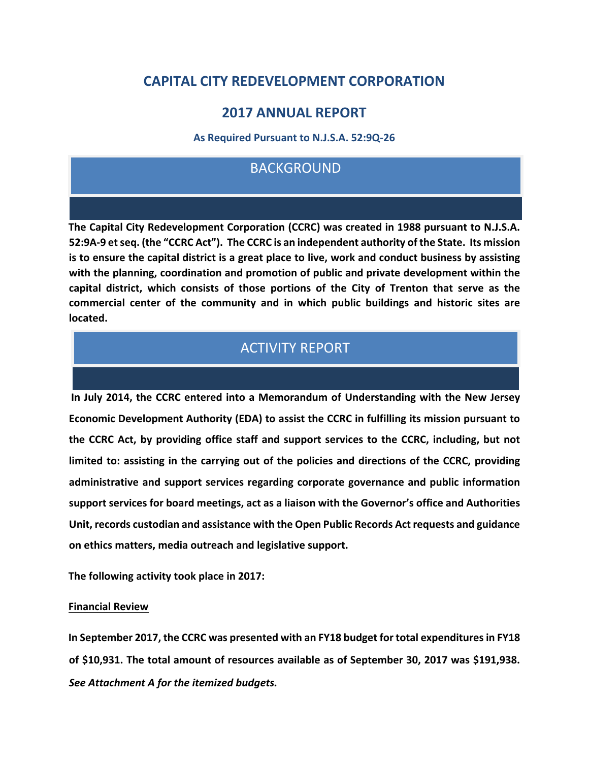# CAPITAL CITY REDEVELOPMENT CORPORATION

## 2017 ANNUAL REPORT

### As Required Pursuant to N.J.S.A. 52:9Q-26

## BACKGROUND

**The Capital City Redevelopment Corporation (CCRC) was created in 1988 pursuant to N.J.S.A. 52:9A-9 et seq. (the "CCRC Act"). The CCRC is an independent authority of the State. Its mission is to ensure the capital district is a great place to live, work and conduct business by assisting with the planning, coordination and promotion of public and private development within the capital district, which consists of those portions of the City of Trenton that serve as the commercial center of the community and in which public buildings and historic sites are located.**

## ACTIVITY REPORT

**In July 2014, the CCRC entered into a Memorandum of Understanding with the New Jersey Economic Development Authority (EDA) to assist the CCRC in fulfilling its mission pursuant to the CCRC Act, by providing office staff and support services to the CCRC, including, but not limited to: assisting in the carrying out of the policies and directions of the CCRC, providing administrative and support services regarding corporate governance and public information support services for board meetings, act as a liaison with the Governor's office and Authorities Unit, records custodian and assistance with the Open Public Records Act requests and guidance on ethics matters, media outreach and legislative support.**

**The following activity took place in 2017:**

**<u>Financial Review</u>**

**In September 2017, the CCRC was presented with an FY18 budget for total expenditures in FY18 of $10,931. The total amount of resources available as of September 30, 2017 was $191,938.** ***See Attachment A for the itemized budgets.***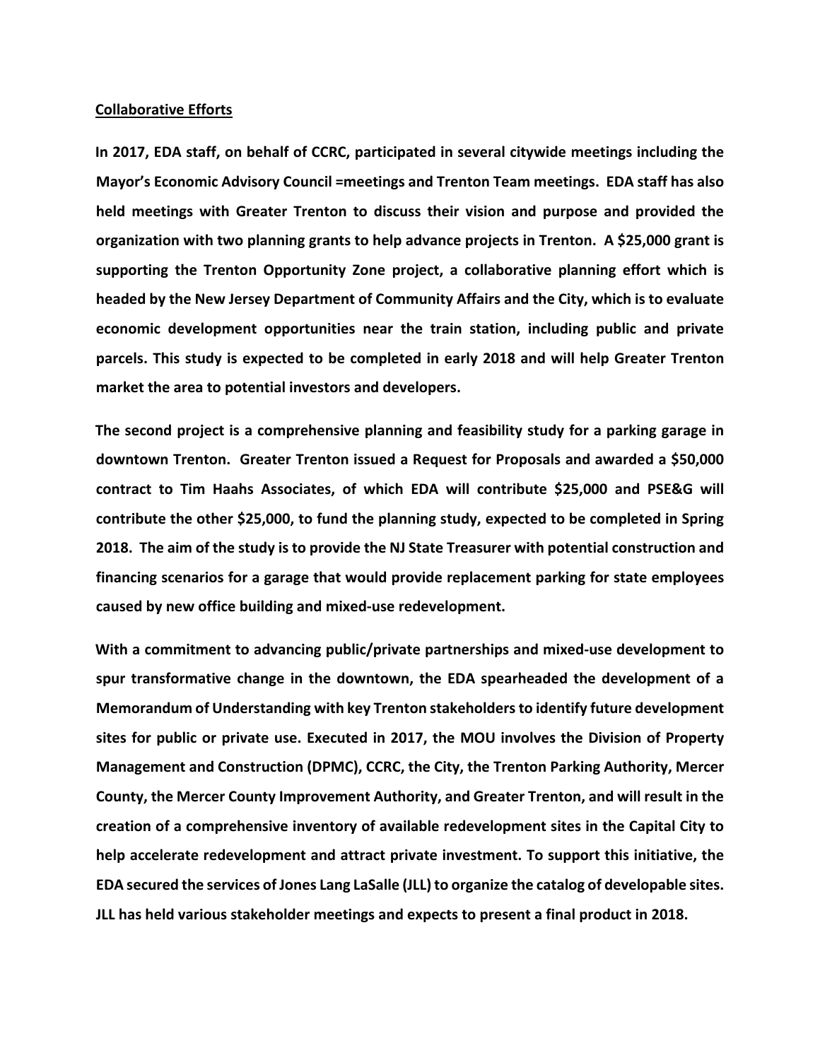**Collaborative Efforts**

**In 2017, EDA staff, on behalf of CCRC, participated in several citywide meetings including the Mayor's Economic Advisory Council =meetings and Trenton Team meetings. EDA staff has also held meetings with Greater Trenton to discuss their vision and purpose and provided the organization with two planning grants to help advance projects in Trenton. A $25,000 grant is supporting the Trenton Opportunity Zone project, a collaborative planning effort which is headed by the New Jersey Department of Community Affairs and the City, which is to evaluate economic development opportunities near the train station, including public and private parcels. This study is expected to be completed in early 2018 and will help Greater Trenton market the area to potential investors and developers.**

**The second project is a comprehensive planning and feasibility study for a parking garage in downtown Trenton. Greater Trenton issued a Request for Proposals and awarded a $50,000 contract to Tim Haahs Associates, of which EDA will contribute $25,000 and PSE&G will contribute the other $25,000, to fund the planning study, expected to be completed in Spring 2018. The aim of the study is to provide the NJ State Treasurer with potential construction and financing scenarios for a garage that would provide replacement parking for state employees caused by new office building and mixed-use redevelopment.**

**With a commitment to advancing public/private partnerships and mixed-use development to spur transformative change in the downtown, the EDA spearheaded the development of a Memorandum of Understanding with key Trenton stakeholders to identify future development sites for public or private use. Executed in 2017, the MOU involves the Division of Property Management and Construction (DPMC), CCRC, the City, the Trenton Parking Authority, Mercer County, the Mercer County Improvement Authority, and Greater Trenton, and will result in the creation of a comprehensive inventory of available redevelopment sites in the Capital City to help accelerate redevelopment and attract private investment. To support this initiative, the EDA secured the services of Jones Lang LaSalle (JLL) to organize the catalog of developable sites. JLL has held various stakeholder meetings and expects to present a final product in 2018.**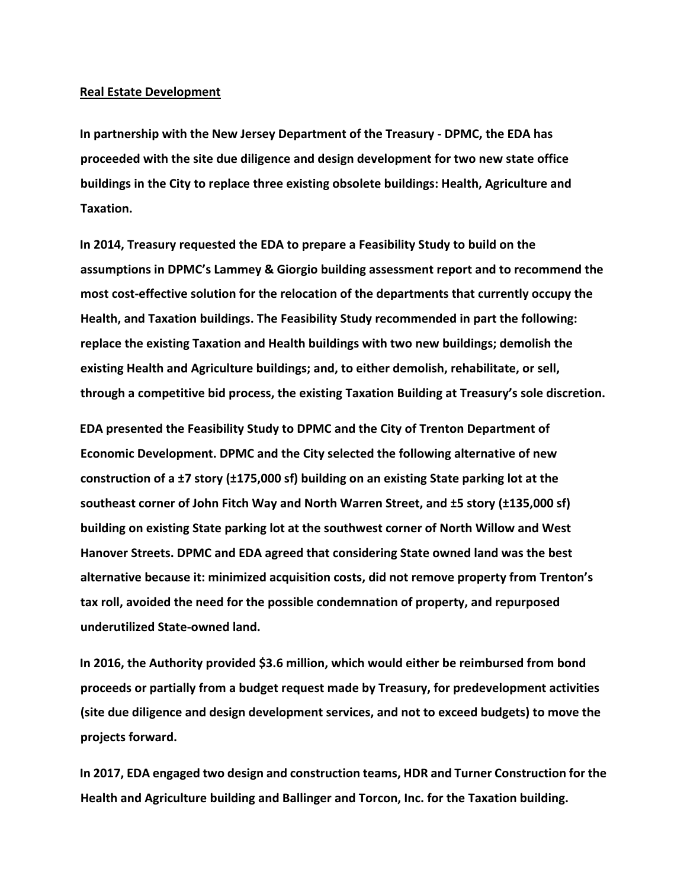<u>**Real Estate Development**</u>

**In partnership with the New Jersey Department of the Treasury - DPMC, the EDA has proceeded with the site due diligence and design development for two new state office buildings in the City to replace three existing obsolete buildings: Health, Agriculture and Taxation.**

**In 2014, Treasury requested the EDA to prepare a Feasibility Study to build on the assumptions in DPMC's Lammey & Giorgio building assessment report and to recommend the most cost-effective solution for the relocation of the departments that currently occupy the Health, and Taxation buildings. The Feasibility Study recommended in part the following: replace the existing Taxation and Health buildings with two new buildings; demolish the existing Health and Agriculture buildings; and, to either demolish, rehabilitate, or sell, through a competitive bid process, the existing Taxation Building at Treasury's sole discretion.**

**EDA presented the Feasibility Study to DPMC and the City of Trenton Department of Economic Development. DPMC and the City selected the following alternative of new construction of a ±7 story (±175,000 sf) building on an existing State parking lot at the southeast corner of John Fitch Way and North Warren Street, and ±5 story (±135,000 sf) building on existing State parking lot at the southwest corner of North Willow and West Hanover Streets. DPMC and EDA agreed that considering State owned land was the best alternative because it: minimized acquisition costs, did not remove property from Trenton's tax roll, avoided the need for the possible condemnation of property, and repurposed underutilized State-owned land.**

**In 2016, the Authority provided $3.6 million, which would either be reimbursed from bond proceeds or partially from a budget request made by Treasury, for predevelopment activities (site due diligence and design development services, and not to exceed budgets) to move the projects forward.**

**In 2017, EDA engaged two design and construction teams, HDR and Turner Construction for the Health and Agriculture building and Ballinger and Torcon, Inc. for the Taxation building.**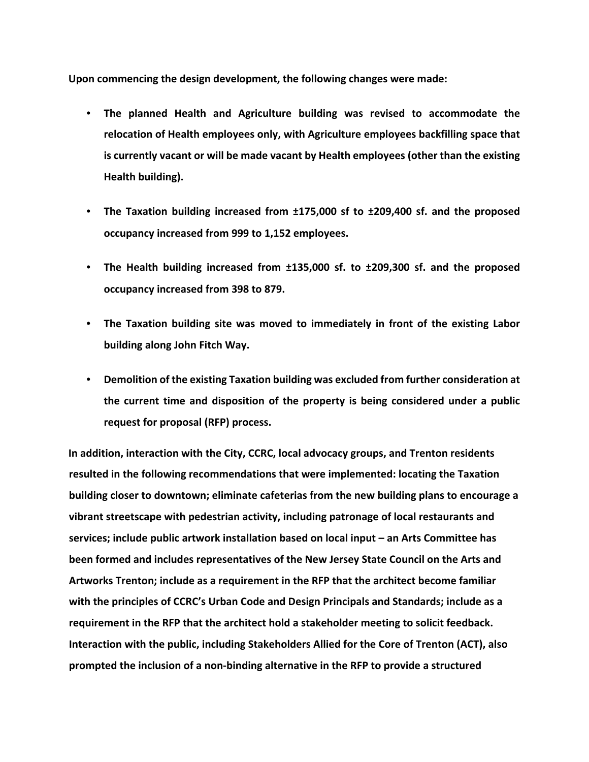**Upon commencing the design development, the following changes were made:**

- **The planned Health and Agriculture building was revised to accommodate the relocation of Health employees only, with Agriculture employees backfilling space that is currently vacant or will be made vacant by Health employees (other than the existing Health building).**
- **The Taxation building increased from ±175,000 sf to ±209,400 sf. and the proposed occupancy increased from 999 to 1,152 employees.**
- **The Health building increased from ±135,000 sf. to ±209,300 sf. and the proposed occupancy increased from 398 to 879.**
- **The Taxation building site was moved to immediately in front of the existing Labor building along John Fitch Way.**
- **Demolition of the existing Taxation building was excluded from further consideration at the current time and disposition of the property is being considered under a public request for proposal (RFP) process.**

**In addition, interaction with the City, CCRC, local advocacy groups, and Trenton residents resulted in the following recommendations that were implemented: locating the Taxation building closer to downtown; eliminate cafeterias from the new building plans to encourage a vibrant streetscape with pedestrian activity, including patronage of local restaurants and services; include public artwork installation based on local input – an Arts Committee has been formed and includes representatives of the New Jersey State Council on the Arts and Artworks Trenton; include as a requirement in the RFP that the architect become familiar with the principles of CCRC's Urban Code and Design Principals and Standards; include as a requirement in the RFP that the architect hold a stakeholder meeting to solicit feedback. Interaction with the public, including Stakeholders Allied for the Core of Trenton (ACT), also prompted the inclusion of a non-binding alternative in the RFP to provide a structured**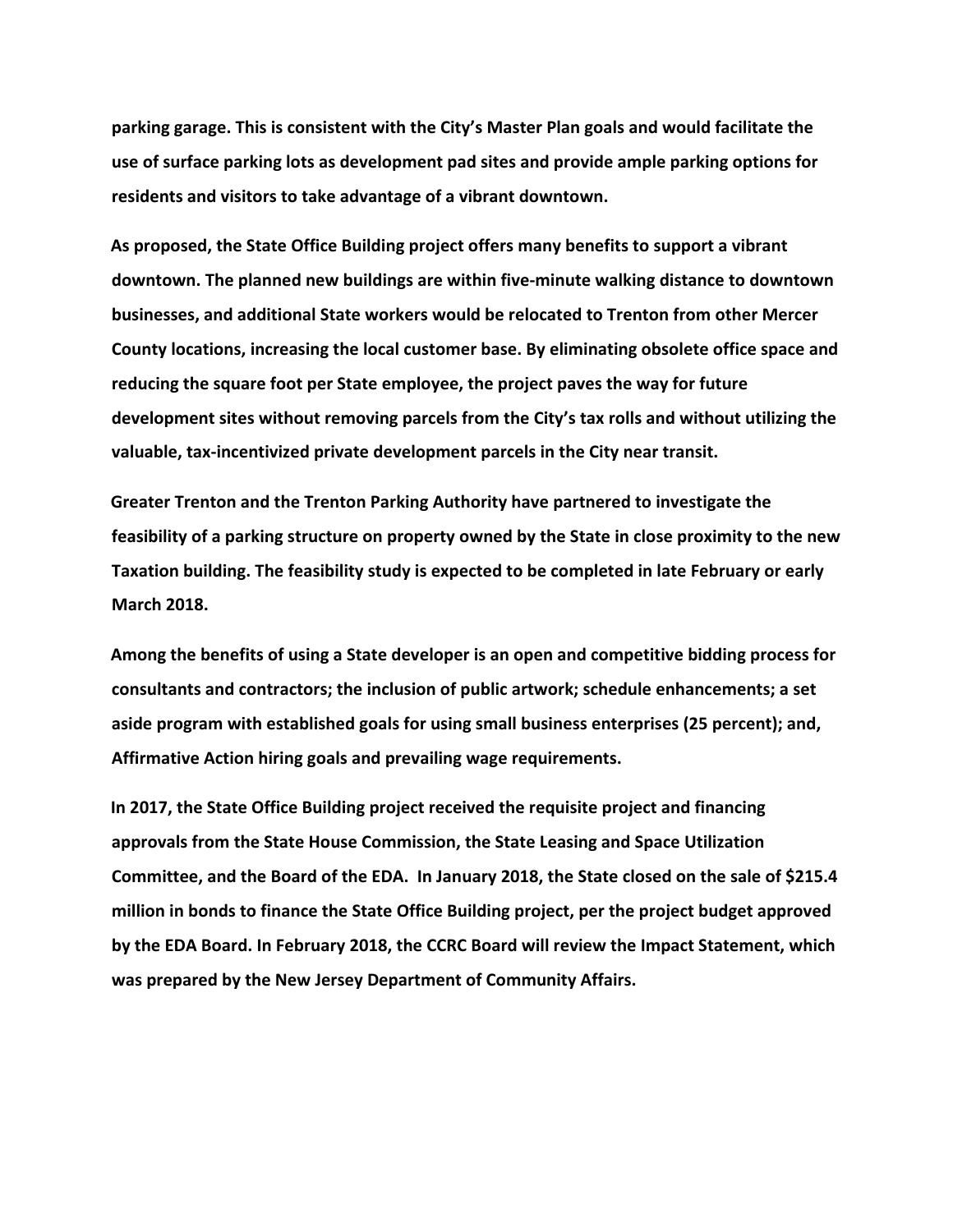**parking garage. This is consistent with the City's Master Plan goals and would facilitate the use of surface parking lots as development pad sites and provide ample parking options for residents and visitors to take advantage of a vibrant downtown.**

**As proposed, the State Office Building project offers many benefits to support a vibrant downtown. The planned new buildings are within five-minute walking distance to downtown businesses, and additional State workers would be relocated to Trenton from other Mercer County locations, increasing the local customer base. By eliminating obsolete office space and reducing the square foot per State employee, the project paves the way for future development sites without removing parcels from the City's tax rolls and without utilizing the valuable, tax-incentivized private development parcels in the City near transit.**

**Greater Trenton and the Trenton Parking Authority have partnered to investigate the feasibility of a parking structure on property owned by the State in close proximity to the new Taxation building. The feasibility study is expected to be completed in late February or early March 2018.**

**Among the benefits of using a State developer is an open and competitive bidding process for consultants and contractors; the inclusion of public artwork; schedule enhancements; a set aside program with established goals for using small business enterprises (25 percent); and, Affirmative Action hiring goals and prevailing wage requirements.**

**In 2017, the State Office Building project received the requisite project and financing approvals from the State House Commission, the State Leasing and Space Utilization Committee, and the Board of the EDA. In January 2018, the State closed on the sale of $215.4 million in bonds to finance the State Office Building project, per the project budget approved by the EDA Board. In February 2018, the CCRC Board will review the Impact Statement, which was prepared by the New Jersey Department of Community Affairs.**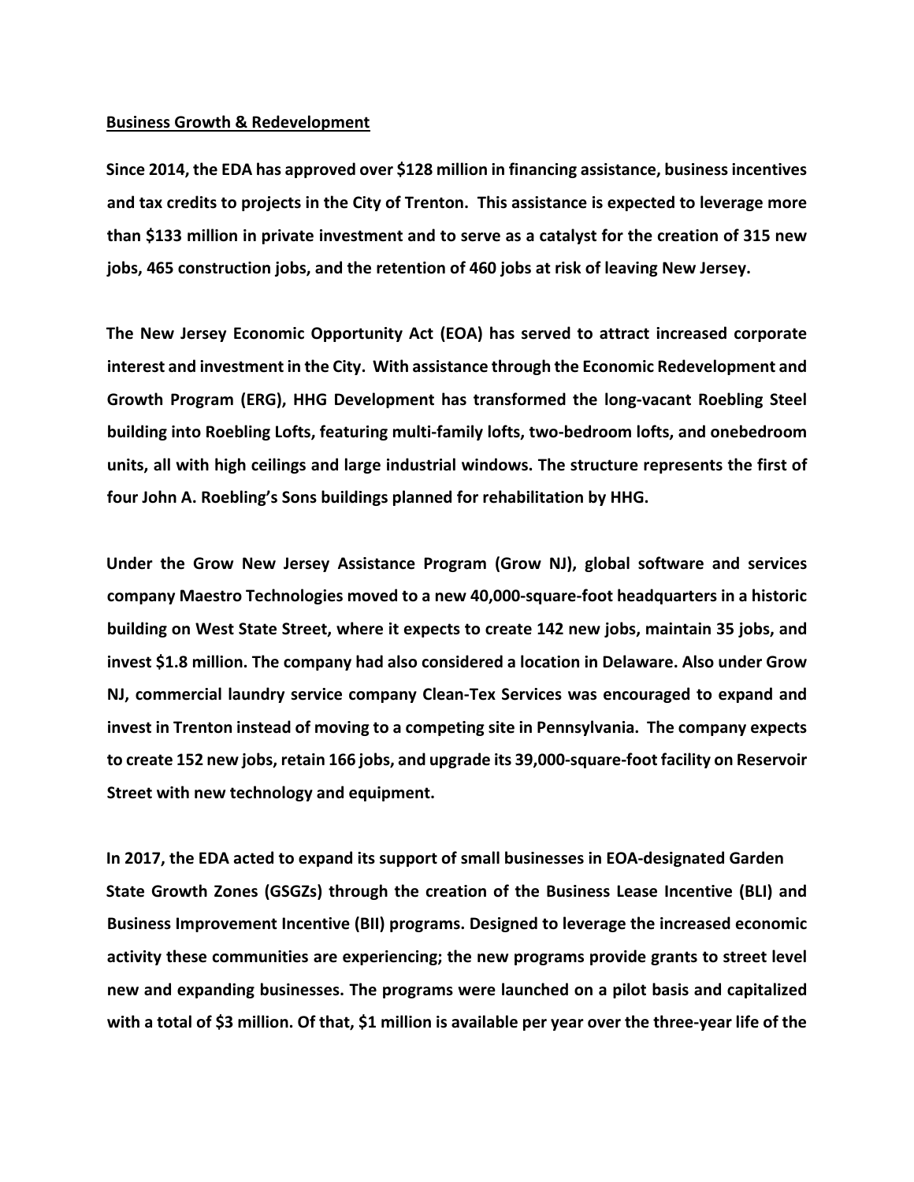## Business Growth & Redevelopment

**Since 2014, the EDA has approved over $128 million in financing assistance, business incentives and tax credits to projects in the City of Trenton. This assistance is expected to leverage more than $133 million in private investment and to serve as a catalyst for the creation of 315 new jobs, 465 construction jobs, and the retention of 460 jobs at risk of leaving New Jersey.**

**The New Jersey Economic Opportunity Act (EOA) has served to attract increased corporate interest and investment in the City. With assistance through the Economic Redevelopment and Growth Program (ERG), HHG Development has transformed the long-vacant Roebling Steel building into Roebling Lofts, featuring multi-family lofts, two-bedroom lofts, and onebedroom units, all with high ceilings and large industrial windows. The structure represents the first of four John A. Roebling's Sons buildings planned for rehabilitation by HHG.**

**Under the Grow New Jersey Assistance Program (Grow NJ), global software and services company Maestro Technologies moved to a new 40,000-square-foot headquarters in a historic building on West State Street, where it expects to create 142 new jobs, maintain 35 jobs, and invest $1.8 million. The company had also considered a location in Delaware. Also under Grow NJ, commercial laundry service company Clean-Tex Services was encouraged to expand and invest in Trenton instead of moving to a competing site in Pennsylvania. The company expects to create 152 new jobs, retain 166 jobs, and upgrade its 39,000-square-foot facility on Reservoir Street with new technology and equipment.**

**In 2017, the EDA acted to expand its support of small businesses in EOA-designated Garden State Growth Zones (GSGZs) through the creation of the Business Lease Incentive (BLI) and Business Improvement Incentive (BII) programs. Designed to leverage the increased economic activity these communities are experiencing; the new programs provide grants to street level new and expanding businesses. The programs were launched on a pilot basis and capitalized with a total of $3 million. Of that, $1 million is available per year over the three-year life of the**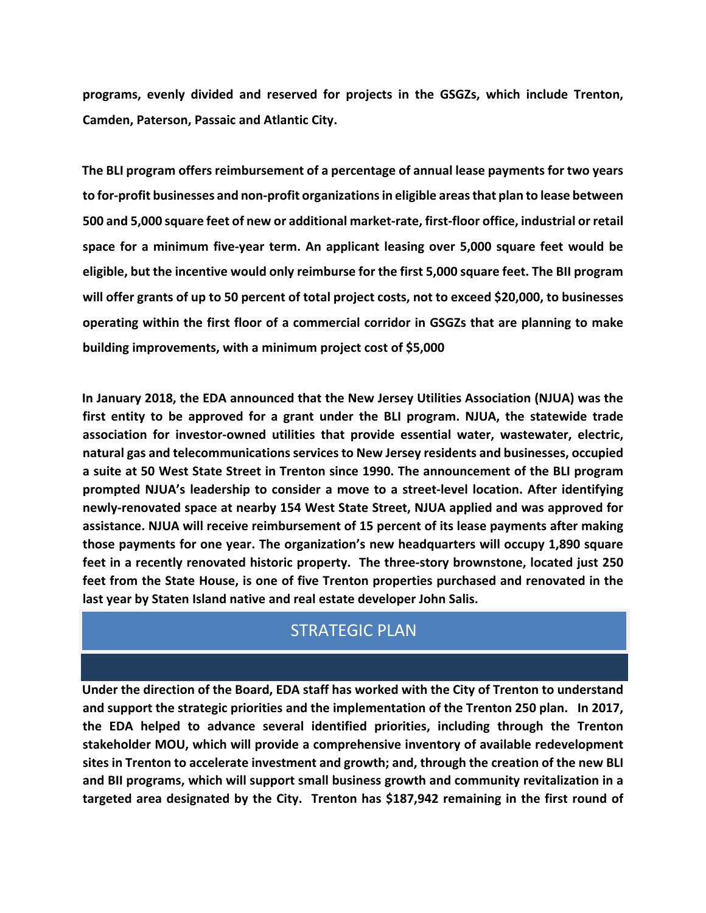**programs, evenly divided and reserved for projects in the GSGZs, which include Trenton, Camden, Paterson, Passaic and Atlantic City.**

**The BLI program offers reimbursement of a percentage of annual lease payments for two years to for-profit businesses and non-profit organizations in eligible areas that plan to lease between 500 and 5,000 square feet of new or additional market-rate, first-floor office, industrial or retail space for a minimum five-year term. An applicant leasing over 5,000 square feet would be eligible, but the incentive would only reimburse for the first 5,000 square feet. The BII program will offer grants of up to 50 percent of total project costs, not to exceed $20,000, to businesses operating within the first floor of a commercial corridor in GSGZs that are planning to make building improvements, with a minimum project cost of $5,000**

**In January 2018, the EDA announced that the New Jersey Utilities Association (NJUA) was the first entity to be approved for a grant under the BLI program. NJUA, the statewide trade association for investor-owned utilities that provide essential water, wastewater, electric, natural gas and telecommunications services to New Jersey residents and businesses, occupied a suite at 50 West State Street in Trenton since 1990. The announcement of the BLI program prompted NJUA's leadership to consider a move to a street-level location. After identifying newly-renovated space at nearby 154 West State Street, NJUA applied and was approved for assistance. NJUA will receive reimbursement of 15 percent of its lease payments after making those payments for one year. The organization's new headquarters will occupy 1,890 square feet in a recently renovated historic property. The three-story brownstone, located just 250 feet from the State House, is one of five Trenton properties purchased and renovated in the last year by Staten Island native and real estate developer John Salis.**

## STRATEGIC PLAN

**Under the direction of the Board, EDA staff has worked with the City of Trenton to understand and support the strategic priorities and the implementation of the Trenton 250 plan. In 2017, the EDA helped to advance several identified priorities, including through the Trenton stakeholder MOU, which will provide a comprehensive inventory of available redevelopment sites in Trenton to accelerate investment and growth; and, through the creation of the new BLI and BII programs, which will support small business growth and community revitalization in a targeted area designated by the City. Trenton has $187,942 remaining in the first round of**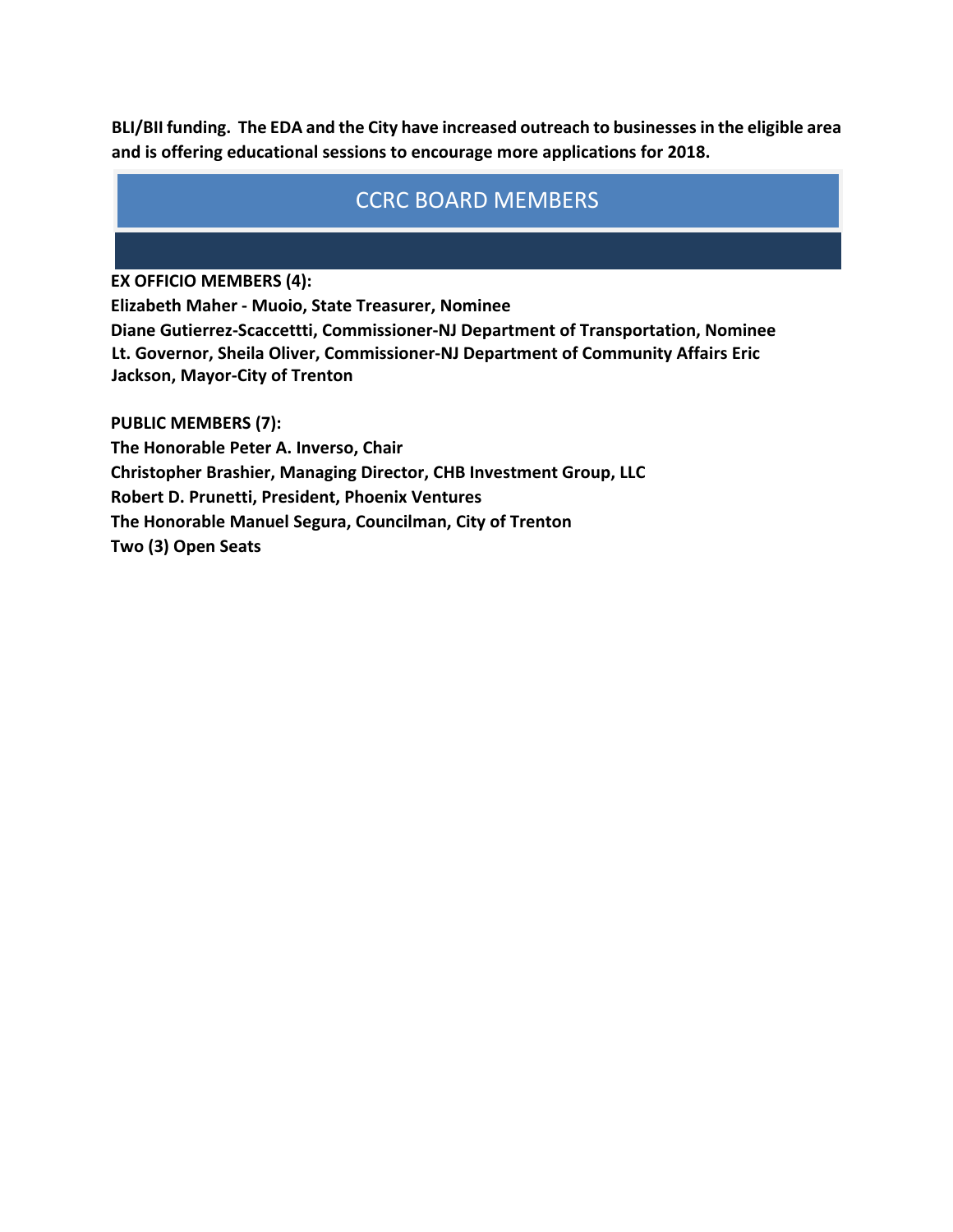**BLI/BII funding. The EDA and the City have increased outreach to businesses in the eligible area and is offering educational sessions to encourage more applications for 2018.**

## CCRC BOARD MEMBERS

**EX OFFICIO MEMBERS (4):**
**Elizabeth Maher - Muoio, State Treasurer, Nominee**
**Diane Gutierrez-Scaccettti, Commissioner-NJ Department of Transportation, Nominee**
**Lt. Governor, Sheila Oliver, Commissioner-NJ Department of Community Affairs Eric Jackson, Mayor-City of Trenton**

**PUBLIC MEMBERS (7):**
**The Honorable Peter A. Inverso, Chair**
**Christopher Brashier, Managing Director, CHB Investment Group, LLC**
**Robert D. Prunetti, President, Phoenix Ventures**
**The Honorable Manuel Segura, Councilman, City of Trenton**
**Two (3) Open Seats**